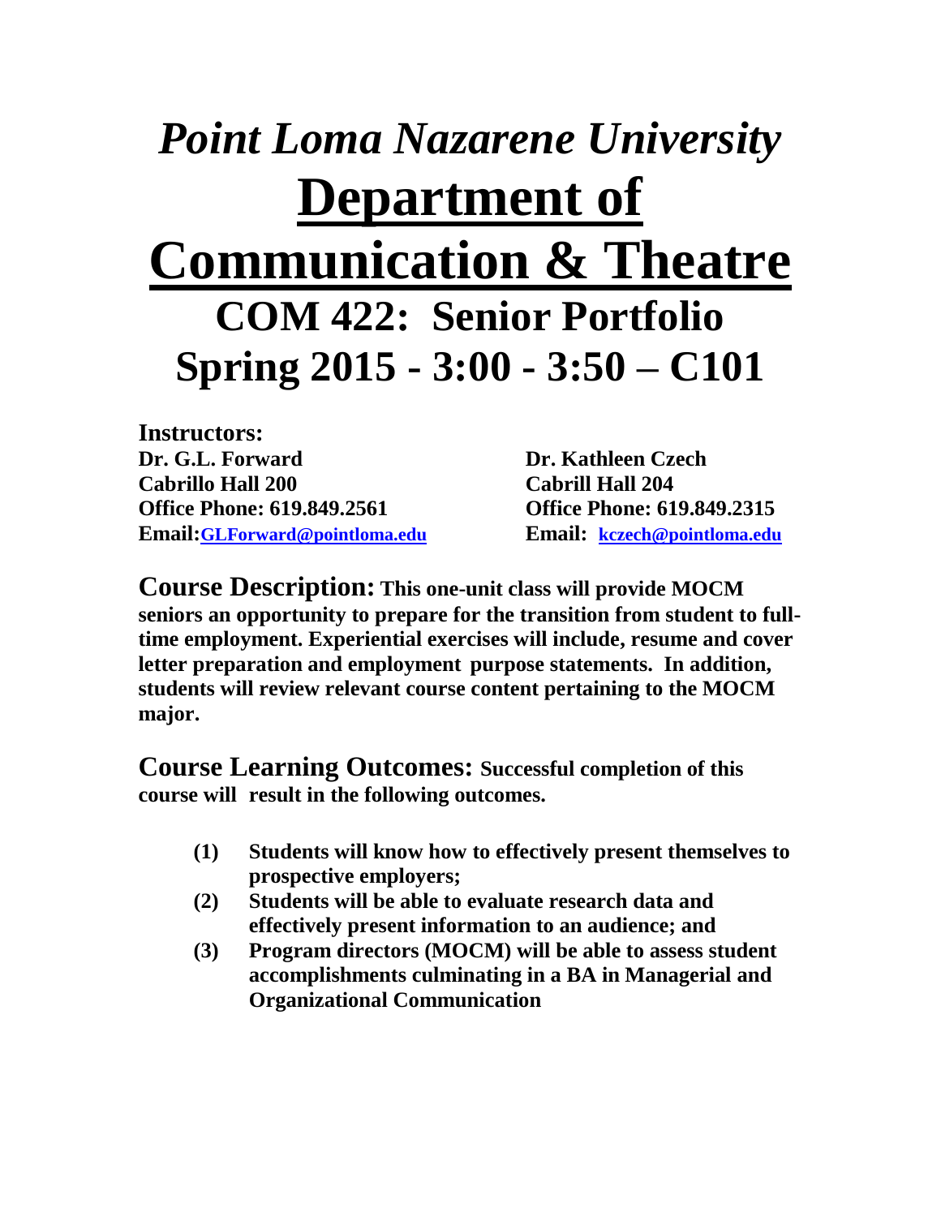# *Point Loma Nazarene University*

# Department of Communication & Theatre

## COM 422: Senior Portfolio

## Spring 2015 - 3:00 - 3:50 – C101

**Instructors:**

**Dr. G.L. Forward**
**Cabrillo Hall 200**
**Office Phone: 619.849.2561**
**Email:GLForward@pointloma.edu**

**Dr. Kathleen Czech**
**Cabrill Hall 204**
**Office Phone: 619.849.2315**
**Email: kczech@pointloma.edu**

**Course Description: This one-unit class will provide MOCM seniors an opportunity to prepare for the transition from student to full-time employment. Experiential exercises will include, resume and cover letter preparation and employment purpose statements. In addition, students will review relevant course content pertaining to the MOCM major.**

**Course Learning Outcomes: Successful completion of this course will result in the following outcomes.**

- **(1) Students will know how to effectively present themselves to prospective employers;**
- **(2) Students will be able to evaluate research data and effectively present information to an audience; and**
- **(3) Program directors (MOCM) will be able to assess student accomplishments culminating in a BA in Managerial and Organizational Communication**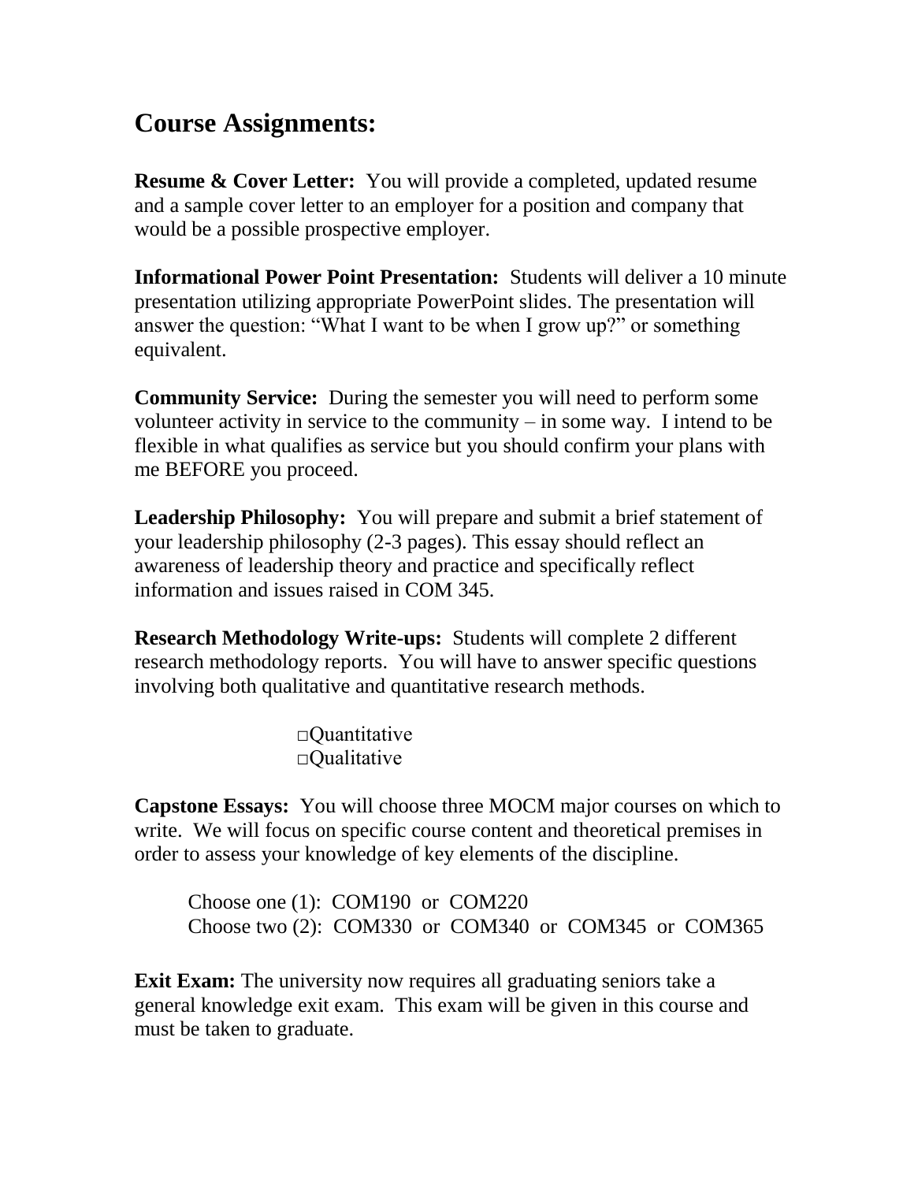## Course Assignments:

**Resume & Cover Letter:** You will provide a completed, updated resume and a sample cover letter to an employer for a position and company that would be a possible prospective employer.

**Informational Power Point Presentation:** Students will deliver a 10 minute presentation utilizing appropriate PowerPoint slides. The presentation will answer the question: "What I want to be when I grow up?" or something equivalent.

**Community Service:** During the semester you will need to perform some volunteer activity in service to the community – in some way. I intend to be flexible in what qualifies as service but you should confirm your plans with me BEFORE you proceed.

**Leadership Philosophy:** You will prepare and submit a brief statement of your leadership philosophy (2-3 pages). This essay should reflect an awareness of leadership theory and practice and specifically reflect information and issues raised in COM 345.

**Research Methodology Write-ups:** Students will complete 2 different research methodology reports. You will have to answer specific questions involving both qualitative and quantitative research methods.

- □Quantitative
- □Qualitative

**Capstone Essays:** You will choose three MOCM major courses on which to write. We will focus on specific course content and theoretical premises in order to assess your knowledge of key elements of the discipline.

Choose one (1): COM190 or COM220
Choose two (2): COM330 or COM340 or COM345 or COM365

**Exit Exam:** The university now requires all graduating seniors take a general knowledge exit exam. This exam will be given in this course and must be taken to graduate.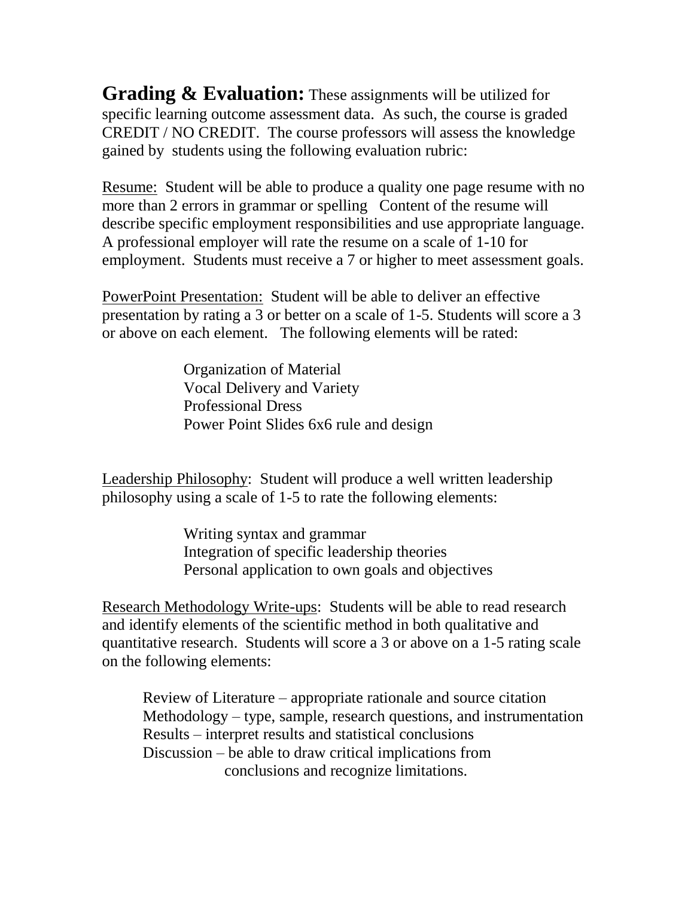**Grading & Evaluation:** These assignments will be utilized for specific learning outcome assessment data. As such, the course is graded CREDIT / NO CREDIT. The course professors will assess the knowledge gained by students using the following evaluation rubric:

Resume: Student will be able to produce a quality one page resume with no more than 2 errors in grammar or spelling Content of the resume will describe specific employment responsibilities and use appropriate language. A professional employer will rate the resume on a scale of 1-10 for employment. Students must receive a 7 or higher to meet assessment goals.

PowerPoint Presentation: Student will be able to deliver an effective presentation by rating a 3 or better on a scale of 1-5. Students will score a 3 or above on each element. The following elements will be rated:

> Organization of Material
> Vocal Delivery and Variety
> Professional Dress
> Power Point Slides 6x6 rule and design

Leadership Philosophy: Student will produce a well written leadership philosophy using a scale of 1-5 to rate the following elements:

> Writing syntax and grammar
> Integration of specific leadership theories
> Personal application to own goals and objectives

Research Methodology Write-ups: Students will be able to read research and identify elements of the scientific method in both qualitative and quantitative research. Students will score a 3 or above on a 1-5 rating scale on the following elements:

> Review of Literature – appropriate rationale and source citation
> Methodology – type, sample, research questions, and instrumentation
> Results – interpret results and statistical conclusions
> Discussion – be able to draw critical implications from conclusions and recognize limitations.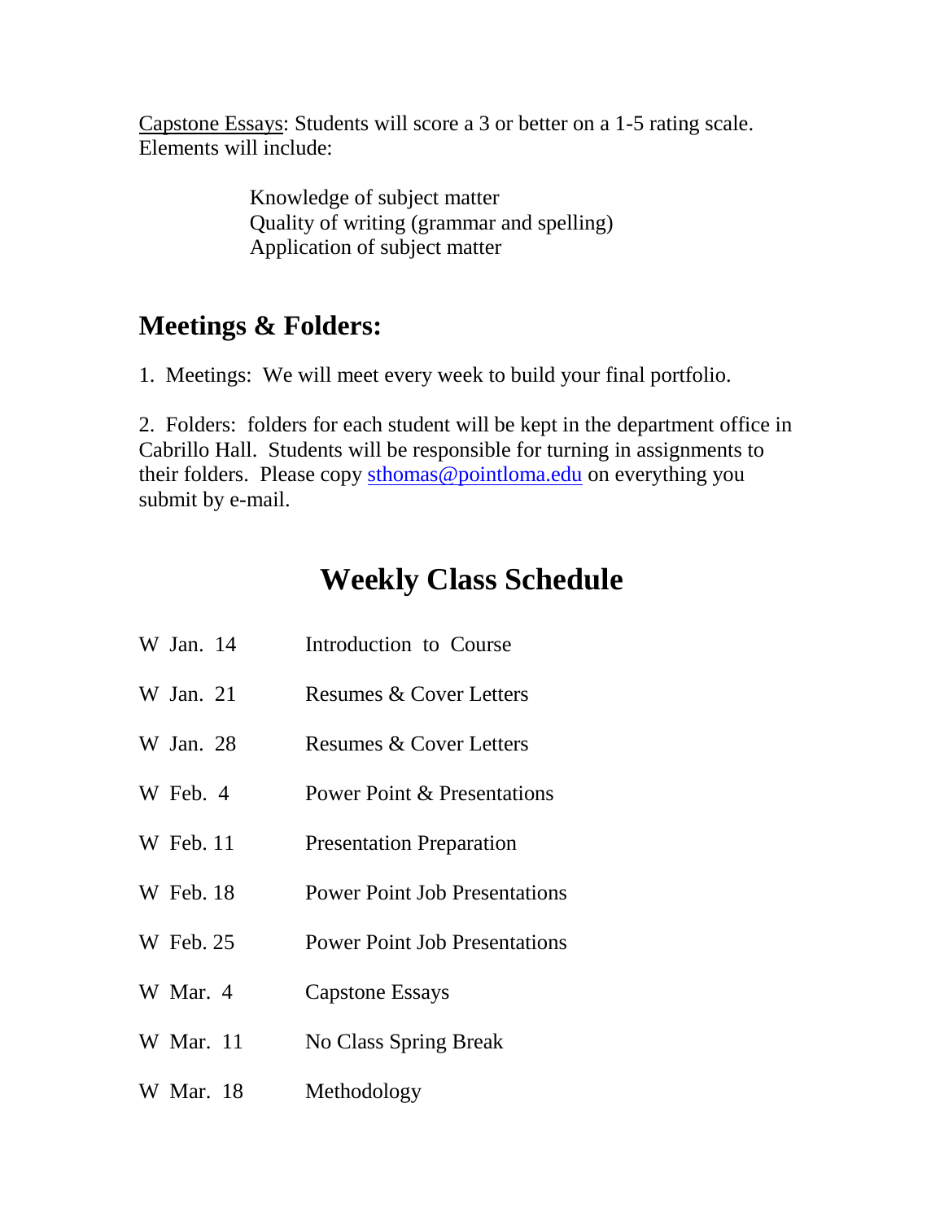Capstone Essays: Students will score a 3 or better on a 1-5 rating scale. Elements will include:

Knowledge of subject matter
Quality of writing (grammar and spelling)
Application of subject matter

## Meetings & Folders:

1. Meetings: We will meet every week to build your final portfolio.

2. Folders: folders for each student will be kept in the department office in Cabrillo Hall. Students will be responsible for turning in assignments to their folders. Please copy sthomas@pointloma.edu on everything you submit by e-mail.

# Weekly Class Schedule

| | |
|---|---|
| W Jan. 14 | Introduction to Course |
| W Jan. 21 | Resumes & Cover Letters |
| W Jan. 28 | Resumes & Cover Letters |
| W Feb. 4 | Power Point & Presentations |
| W Feb. 11 | Presentation Preparation |
| W Feb. 18 | Power Point Job Presentations |
| W Feb. 25 | Power Point Job Presentations |
| W Mar. 4 | Capstone Essays |
| W Mar. 11 | No Class Spring Break |
| W Mar. 18 | Methodology |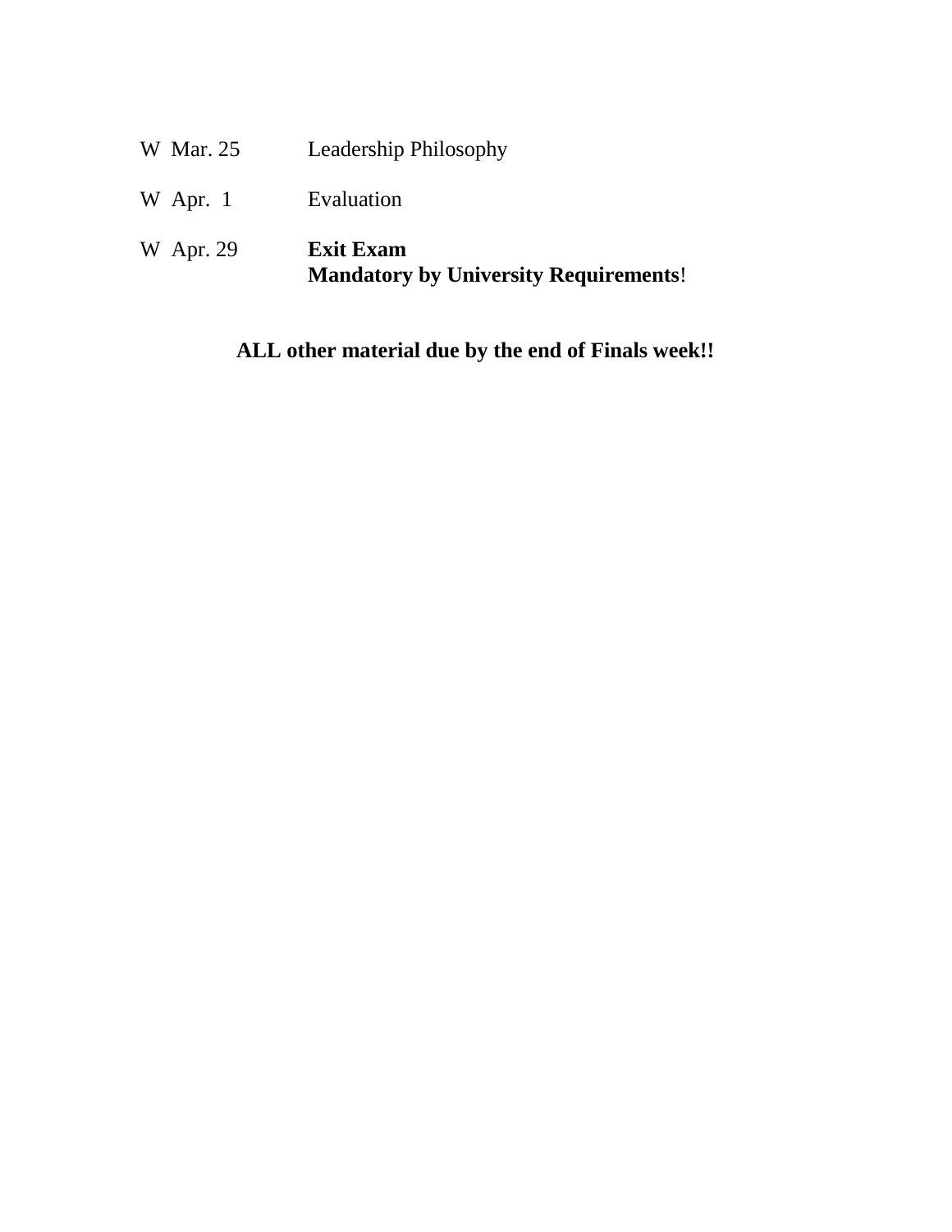| | |
|---|---|
| W Mar. 25 | Leadership Philosophy |
| W Apr. 1 | Evaluation |
| W Apr. 29 | **Exit Exam**<br>**Mandatory by University Requirements**! |

**ALL other material due by the end of Finals week!!**